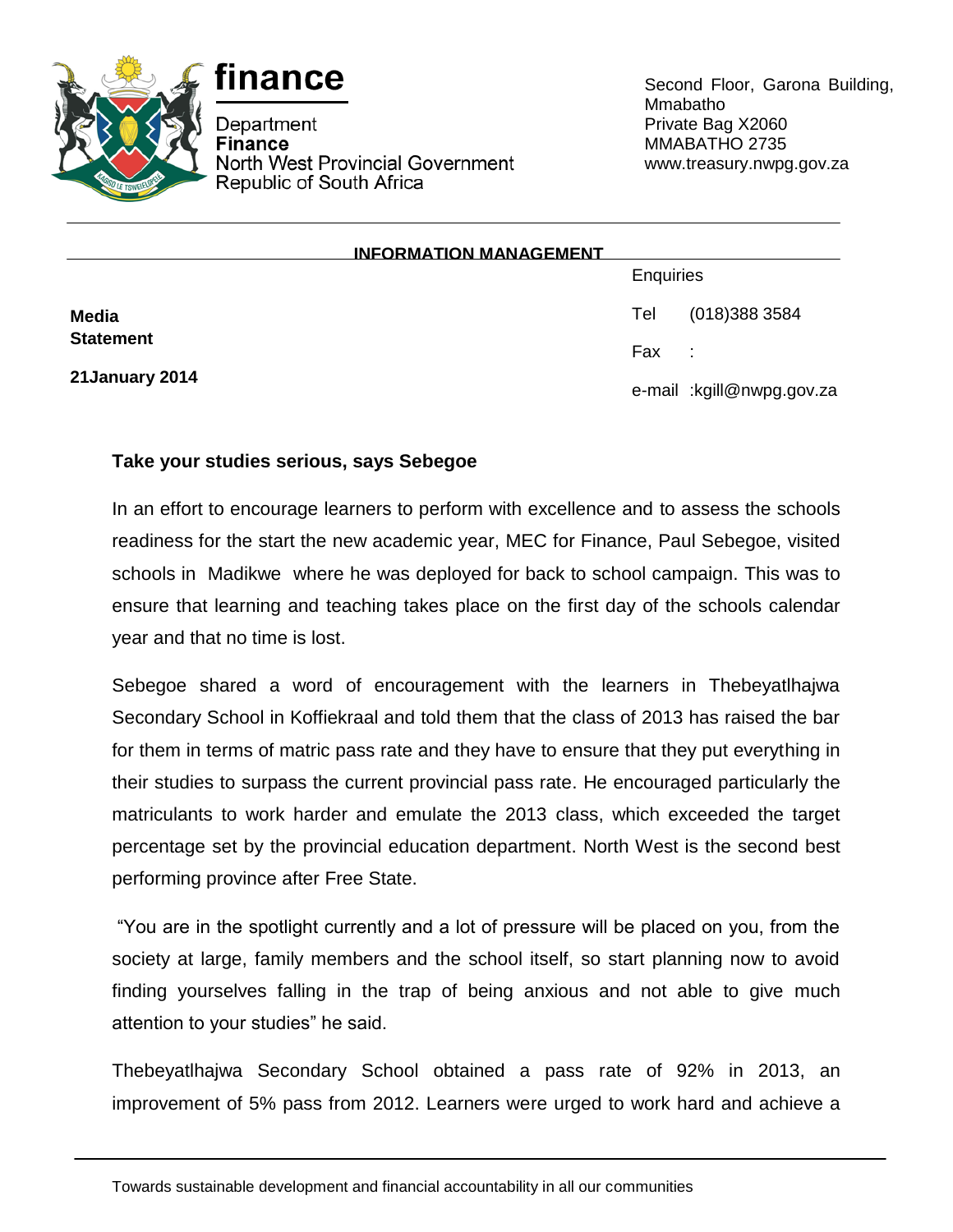finance

Department
**Finance**
North West Provincial Government
Republic of South Africa

Second Floor, Garona Building, Mmabatho
Private Bag X2060
MMABATHO 2735
www.treasury.nwpg.gov.za

**INFORMATION MANAGEMENT**

**Media Statement**

**21January 2014**

Enquiries

Tel (018)388 3584

Fax :

e-mail :kgill@nwpg.gov.za

**Take your studies serious, says Sebegoe**

In an effort to encourage learners to perform with excellence and to assess the schools readiness for the start the new academic year, MEC for Finance, Paul Sebegoe, visited schools in Madikwe where he was deployed for back to school campaign. This was to ensure that learning and teaching takes place on the first day of the schools calendar year and that no time is lost.

Sebegoe shared a word of encouragement with the learners in Thebeyatlhajwa Secondary School in Koffiekraal and told them that the class of 2013 has raised the bar for them in terms of matric pass rate and they have to ensure that they put everything in their studies to surpass the current provincial pass rate. He encouraged particularly the matriculants to work harder and emulate the 2013 class, which exceeded the target percentage set by the provincial education department. North West is the second best performing province after Free State.

"You are in the spotlight currently and a lot of pressure will be placed on you, from the society at large, family members and the school itself, so start planning now to avoid finding yourselves falling in the trap of being anxious and not able to give much attention to your studies" he said.

Thebeyatlhajwa Secondary School obtained a pass rate of 92% in 2013, an improvement of 5% pass from 2012. Learners were urged to work hard and achieve a

Towards sustainable development and financial accountability in all our communities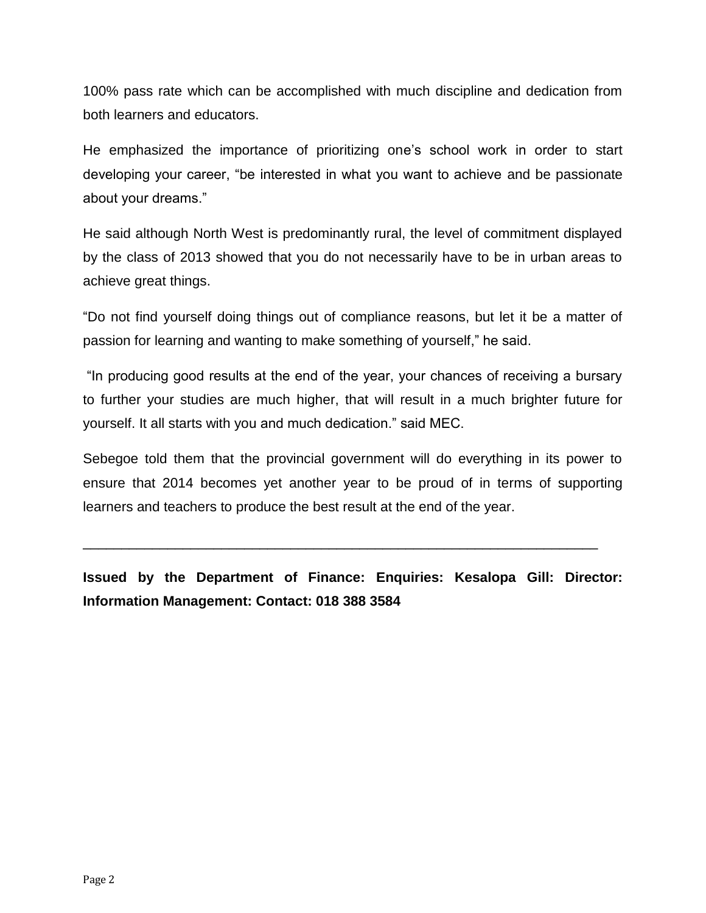100% pass rate which can be accomplished with much discipline and dedication from both learners and educators.

He emphasized the importance of prioritizing one's school work in order to start developing your career, "be interested in what you want to achieve and be passionate about your dreams."

He said although North West is predominantly rural, the level of commitment displayed by the class of 2013 showed that you do not necessarily have to be in urban areas to achieve great things.

"Do not find yourself doing things out of compliance reasons, but let it be a matter of passion for learning and wanting to make something of yourself," he said.

"In producing good results at the end of the year, your chances of receiving a bursary to further your studies are much higher, that will result in a much brighter future for yourself. It all starts with you and much dedication." said MEC.

Sebegoe told them that the provincial government will do everything in its power to ensure that 2014 becomes yet another year to be proud of in terms of supporting learners and teachers to produce the best result at the end of the year.

---

**Issued by the Department of Finance: Enquiries: Kesalopa Gill: Director: Information Management: Contact: 018 388 3584**